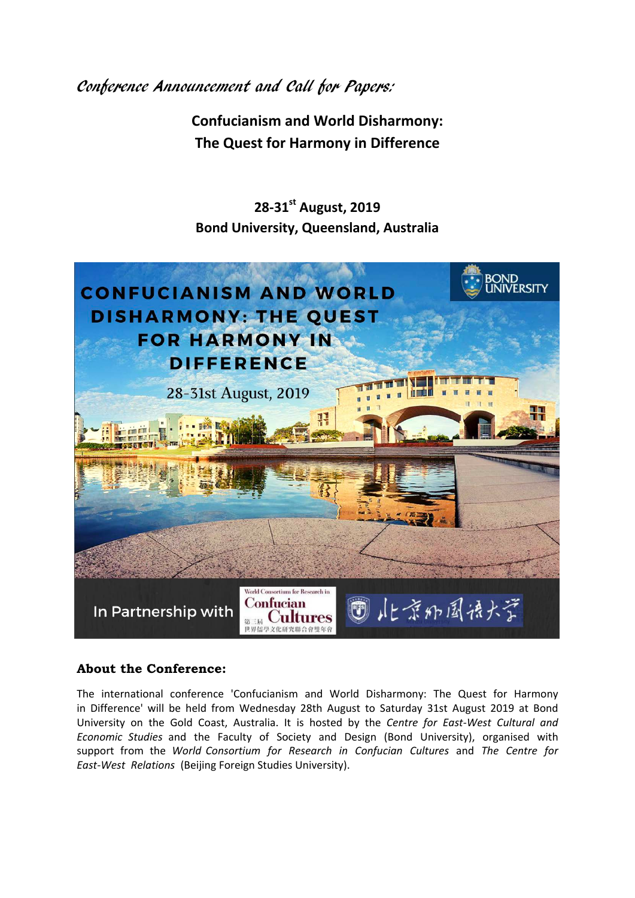*Conference Announcement and Call for Papers:*

# Confucianism and World Disharmony: The Quest for Harmony in Difference

**28-31st August, 2019**
**Bond University, Queensland, Australia**

CONFUCIANISM AND WORLD DISHARMONY: THE QUEST FOR HARMONY IN DIFFERENCE

28-31st August, 2019

BOND UNIVERSITY

In Partnership with

World Consortium for Research in Confucian Cultures

第三屆 世界儒學文化研究聯合會暨年會

北京外國語大學

## About the Conference:

The international conference 'Confucianism and World Disharmony: The Quest for Harmony in Difference' will be held from Wednesday 28th August to Saturday 31st August 2019 at Bond University on the Gold Coast, Australia. It is hosted by the *Centre for East-West Cultural and Economic Studies* and the Faculty of Society and Design (Bond University), organised with support from the *World Consortium for Research in Confucian Cultures* and *The Centre for East-West Relations* (Beijing Foreign Studies University).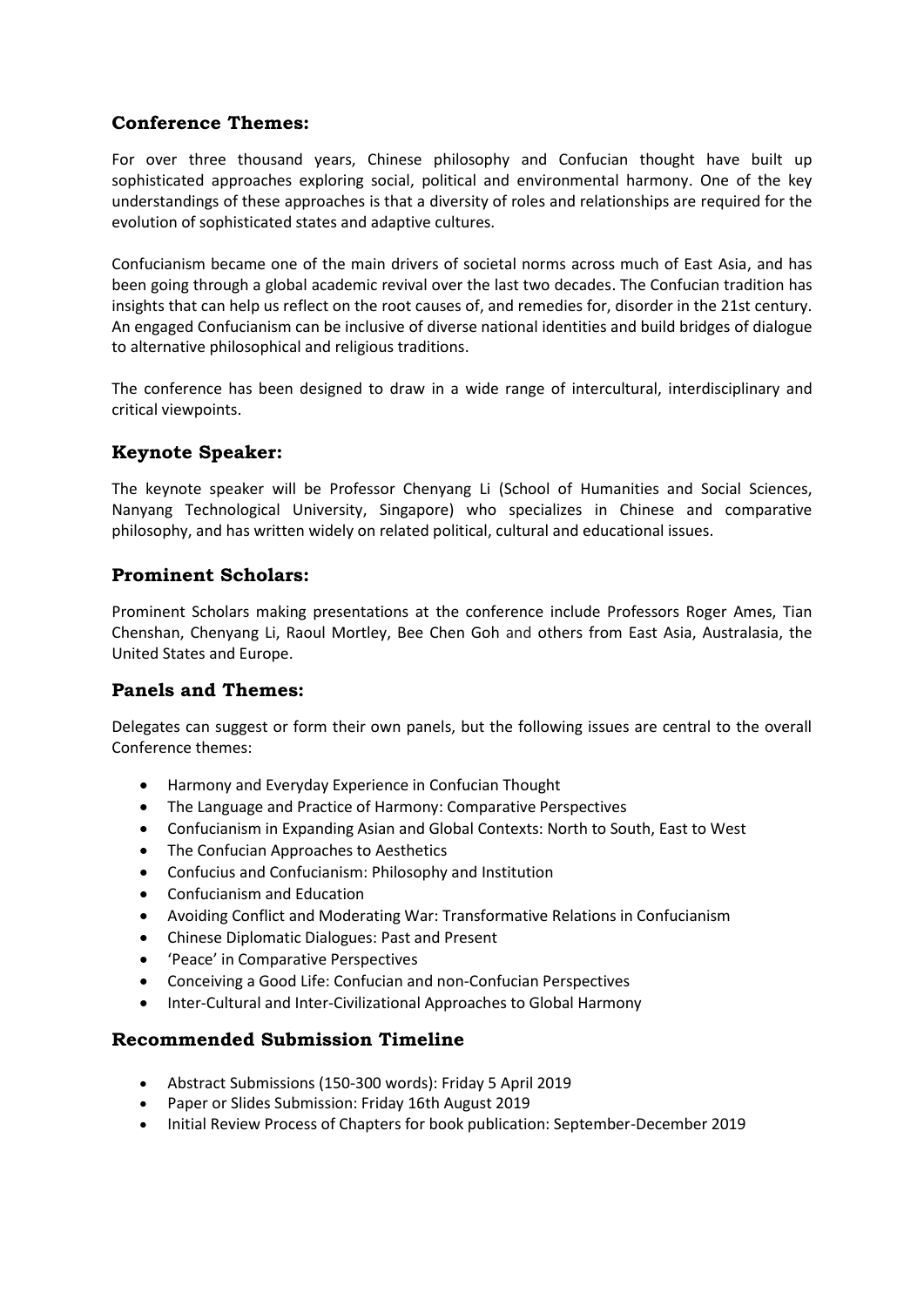## Conference Themes:

For over three thousand years, Chinese philosophy and Confucian thought have built up sophisticated approaches exploring social, political and environmental harmony. One of the key understandings of these approaches is that a diversity of roles and relationships are required for the evolution of sophisticated states and adaptive cultures.

Confucianism became one of the main drivers of societal norms across much of East Asia, and has been going through a global academic revival over the last two decades. The Confucian tradition has insights that can help us reflect on the root causes of, and remedies for, disorder in the 21st century. An engaged Confucianism can be inclusive of diverse national identities and build bridges of dialogue to alternative philosophical and religious traditions.

The conference has been designed to draw in a wide range of intercultural, interdisciplinary and critical viewpoints.

## Keynote Speaker:

The keynote speaker will be Professor Chenyang Li (School of Humanities and Social Sciences, Nanyang Technological University, Singapore) who specializes in Chinese and comparative philosophy, and has written widely on related political, cultural and educational issues.

## Prominent Scholars:

Prominent Scholars making presentations at the conference include Professors Roger Ames, Tian Chenshan, Chenyang Li, Raoul Mortley, Bee Chen Goh and others from East Asia, Australasia, the United States and Europe.

## Panels and Themes:

Delegates can suggest or form their own panels, but the following issues are central to the overall Conference themes:

- Harmony and Everyday Experience in Confucian Thought
- The Language and Practice of Harmony: Comparative Perspectives
- Confucianism in Expanding Asian and Global Contexts: North to South, East to West
- The Confucian Approaches to Aesthetics
- Confucius and Confucianism: Philosophy and Institution
- Confucianism and Education
- Avoiding Conflict and Moderating War: Transformative Relations in Confucianism
- Chinese Diplomatic Dialogues: Past and Present
- 'Peace' in Comparative Perspectives
- Conceiving a Good Life: Confucian and non-Confucian Perspectives
- Inter-Cultural and Inter-Civilizational Approaches to Global Harmony

## Recommended Submission Timeline

- Abstract Submissions (150-300 words): Friday 5 April 2019
- Paper or Slides Submission: Friday 16th August 2019
- Initial Review Process of Chapters for book publication: September-December 2019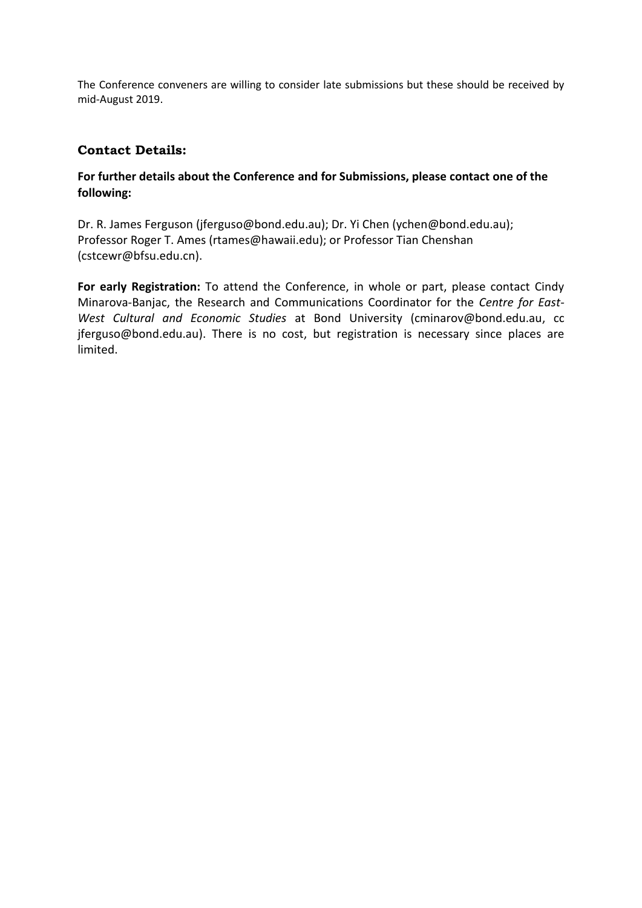The Conference conveners are willing to consider late submissions but these should be received by mid-August 2019.

## Contact Details:

**For further details about the Conference and for Submissions, please contact one of the following:**

Dr. R. James Ferguson (jferguso@bond.edu.au); Dr. Yi Chen (ychen@bond.edu.au); Professor Roger T. Ames (rtames@hawaii.edu); or Professor Tian Chenshan (cstcewr@bfsu.edu.cn).

**For early Registration:** To attend the Conference, in whole or part, please contact Cindy Minarova-Banjac, the Research and Communications Coordinator for the *Centre for East-West Cultural and Economic Studies* at Bond University (cminarov@bond.edu.au, cc jferguso@bond.edu.au). There is no cost, but registration is necessary since places are limited.